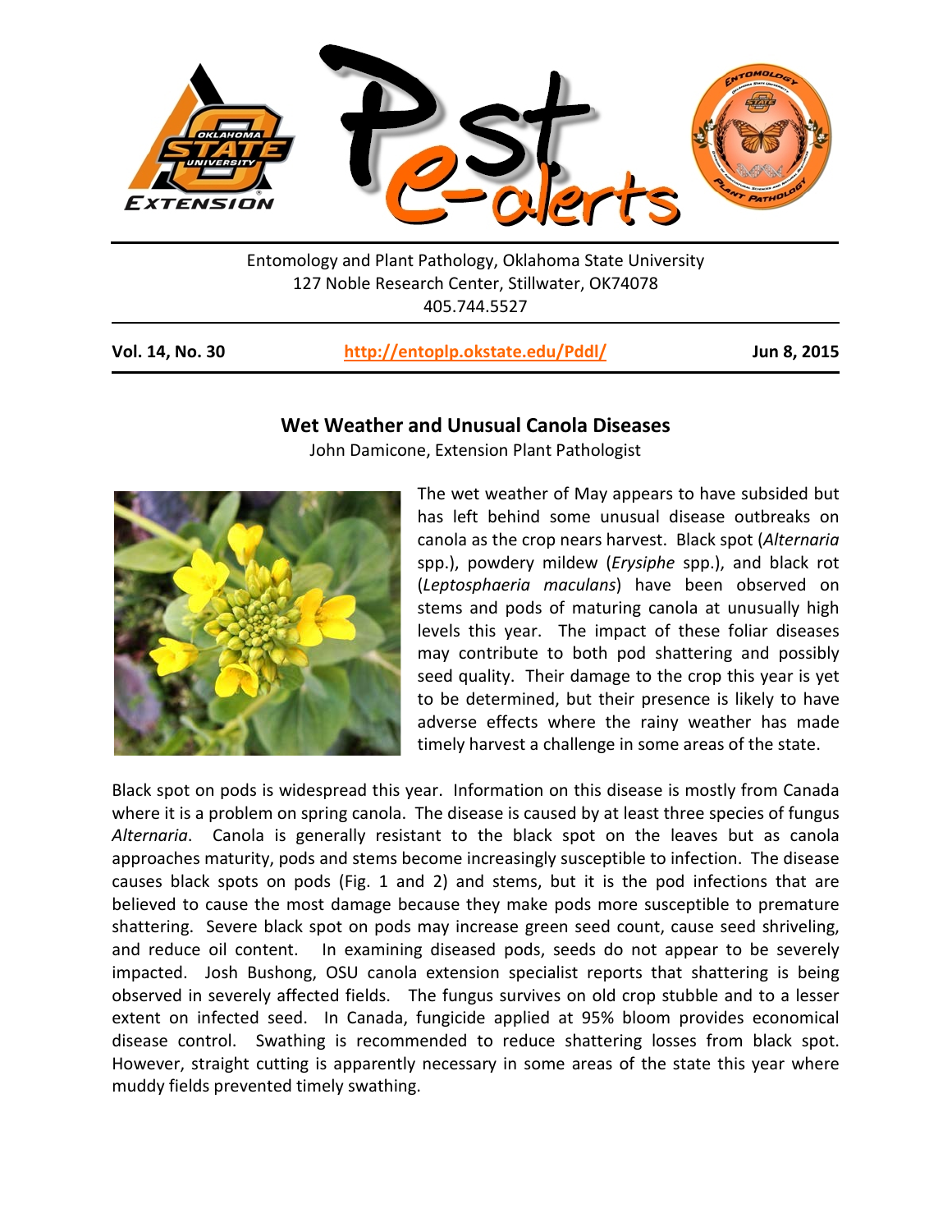Entomology and Plant Pathology, Oklahoma State University
127 Noble Research Center, Stillwater, OK74078
405.744.5527

**Vol. 14, No. 30** | **http://entoplp.okstate.edu/Pddl/** | **Jun 8, 2015**

## Wet Weather and Unusual Canola Diseases

John Damicone, Extension Plant Pathologist

The wet weather of May appears to have subsided but has left behind some unusual disease outbreaks on canola as the crop nears harvest. Black spot (*Alternaria* spp.), powdery mildew (*Erysiphe* spp.), and black rot (*Leptosphaeria maculans*) have been observed on stems and pods of maturing canola at unusually high levels this year. The impact of these foliar diseases may contribute to both pod shattering and possibly seed quality. Their damage to the crop this year is yet to be determined, but their presence is likely to have adverse effects where the rainy weather has made timely harvest a challenge in some areas of the state.

Black spot on pods is widespread this year. Information on this disease is mostly from Canada where it is a problem on spring canola. The disease is caused by at least three species of fungus *Alternaria*. Canola is generally resistant to the black spot on the leaves but as canola approaches maturity, pods and stems become increasingly susceptible to infection. The disease causes black spots on pods (Fig. 1 and 2) and stems, but it is the pod infections that are believed to cause the most damage because they make pods more susceptible to premature shattering. Severe black spot on pods may increase green seed count, cause seed shriveling, and reduce oil content. In examining diseased pods, seeds do not appear to be severely impacted. Josh Bushong, OSU canola extension specialist reports that shattering is being observed in severely affected fields. The fungus survives on old crop stubble and to a lesser extent on infected seed. In Canada, fungicide applied at 95% bloom provides economical disease control. Swathing is recommended to reduce shattering losses from black spot. However, straight cutting is apparently necessary in some areas of the state this year where muddy fields prevented timely swathing.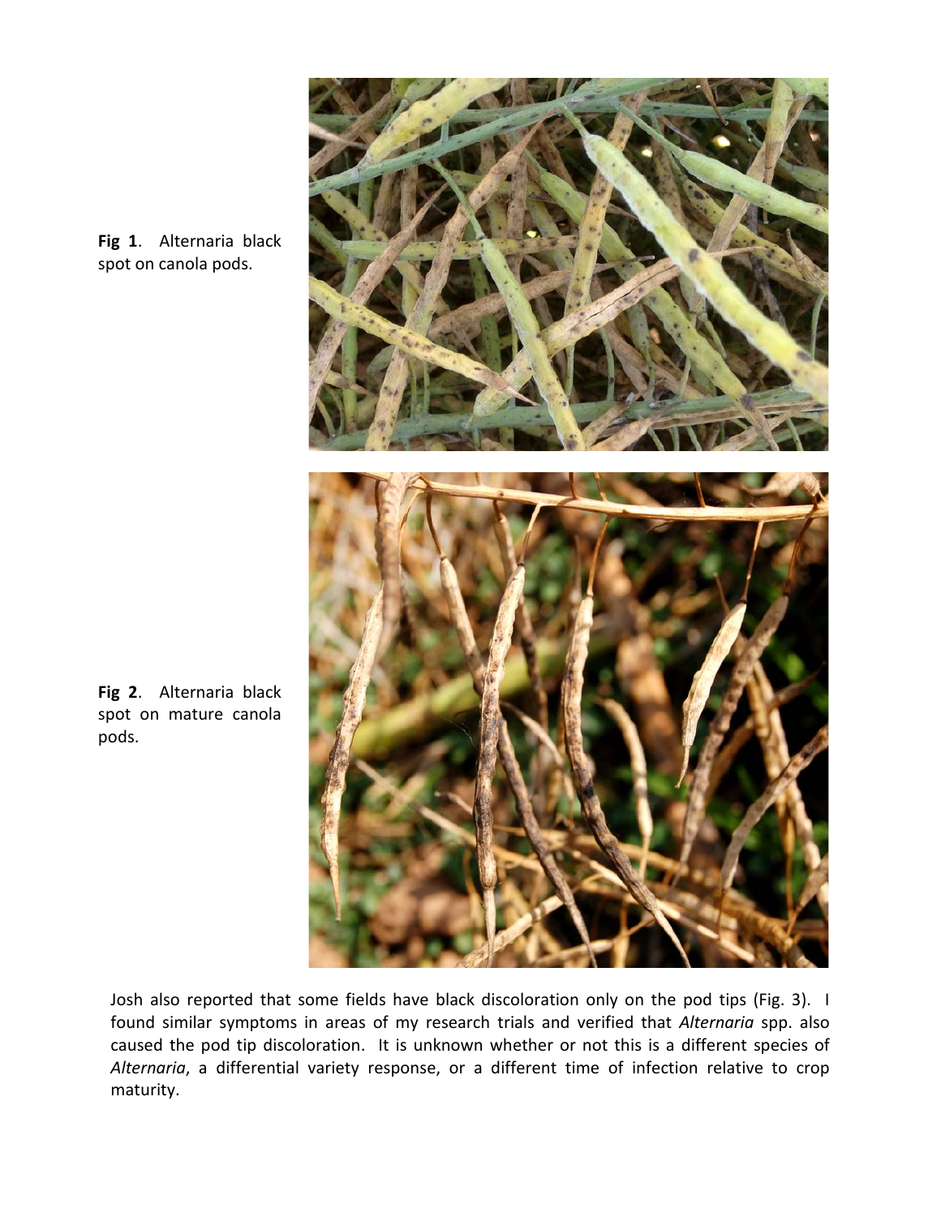**Fig 1**. Alternaria black spot on canola pods.

**Fig 2**. Alternaria black spot on mature canola pods.

Josh also reported that some fields have black discoloration only on the pod tips (Fig. 3). I found similar symptoms in areas of my research trials and verified that *Alternaria* spp. also caused the pod tip discoloration. It is unknown whether or not this is a different species of *Alternaria*, a differential variety response, or a different time of infection relative to crop maturity.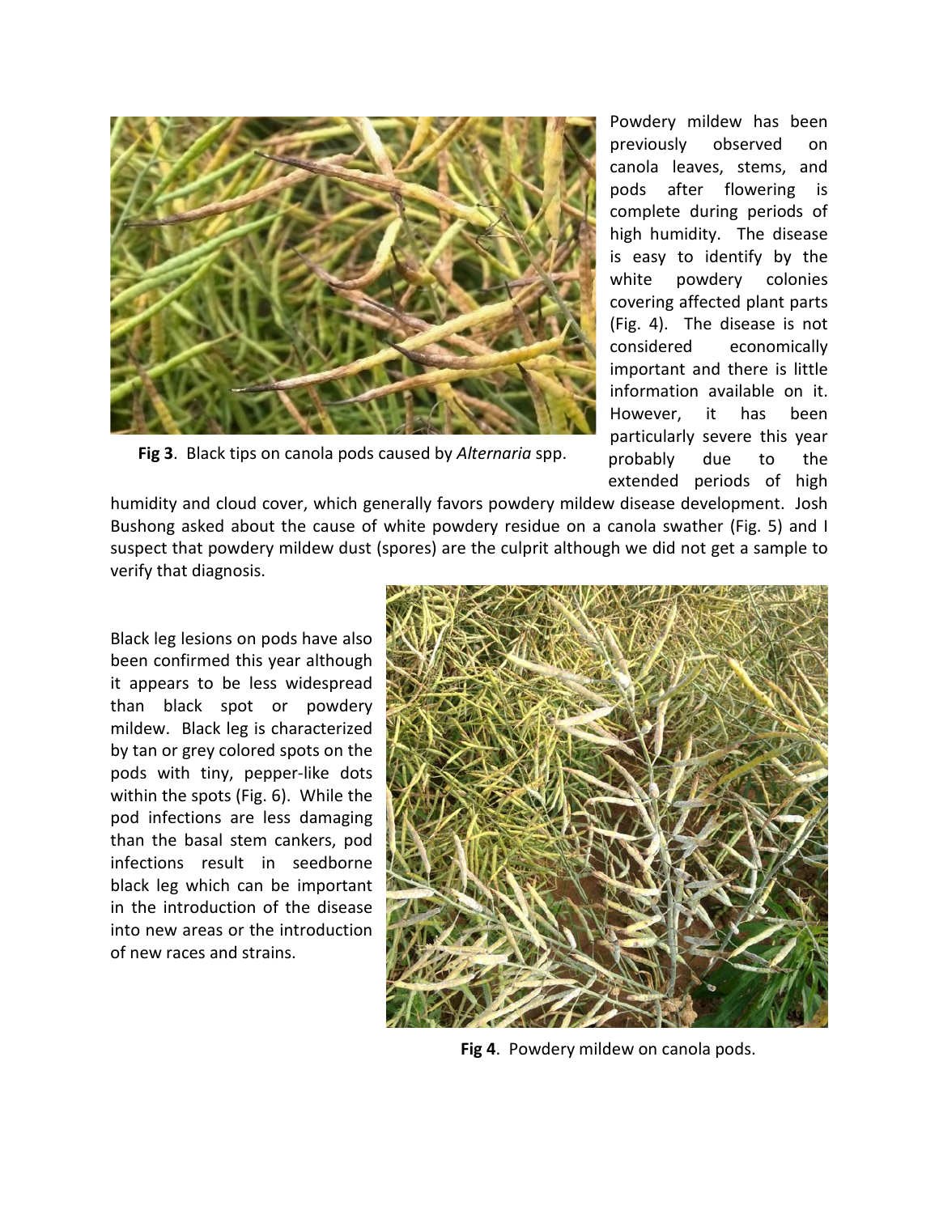Fig 3. Black tips on canola pods caused by *Alternaria* spp.

Powdery mildew has been previously observed on canola leaves, stems, and pods after flowering is complete during periods of high humidity. The disease is easy to identify by the white powdery colonies covering affected plant parts (Fig. 4). The disease is not considered economically important and there is little information available on it. However, it has been particularly severe this year probably due to the extended periods of high humidity and cloud cover, which generally favors powdery mildew disease development. Josh Bushong asked about the cause of white powdery residue on a canola swather (Fig. 5) and I suspect that powdery mildew dust (spores) are the culprit although we did not get a sample to verify that diagnosis.

Black leg lesions on pods have also been confirmed this year although it appears to be less widespread than black spot or powdery mildew. Black leg is characterized by tan or grey colored spots on the pods with tiny, pepper-like dots within the spots (Fig. 6). While the pod infections are less damaging than the basal stem cankers, pod infections result in seedborne black leg which can be important in the introduction of the disease into new areas or the introduction of new races and strains.

**Fig 4**. Powdery mildew on canola pods.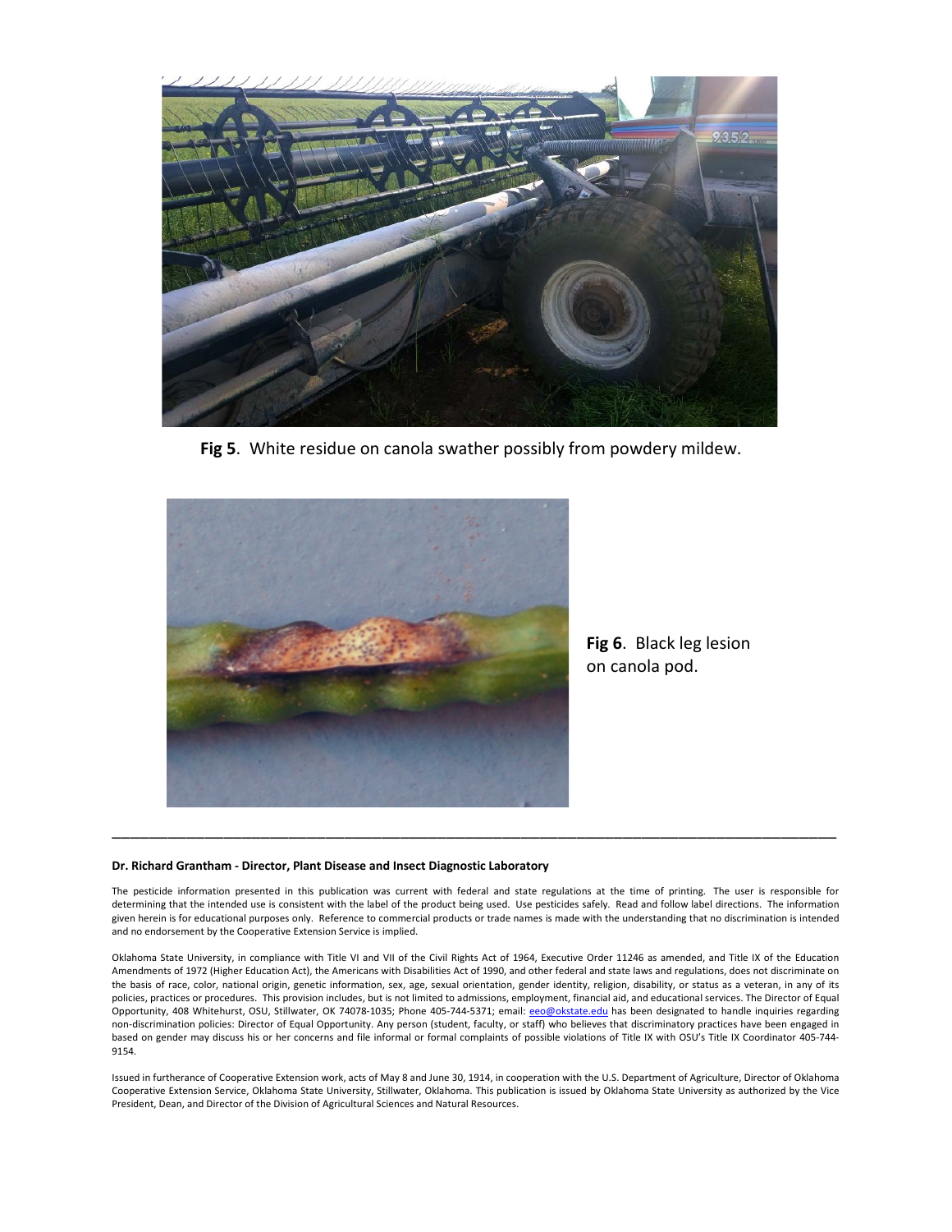**Fig 5**. White residue on canola swather possibly from powdery mildew.

**Fig 6**. Black leg lesion on canola pod.

---

**Dr. Richard Grantham - Director, Plant Disease and Insect Diagnostic Laboratory**

The pesticide information presented in this publication was current with federal and state regulations at the time of printing. The user is responsible for determining that the intended use is consistent with the label of the product being used. Use pesticides safely. Read and follow label directions. The information given herein is for educational purposes only. Reference to commercial products or trade names is made with the understanding that no discrimination is intended and no endorsement by the Cooperative Extension Service is implied.

Oklahoma State University, in compliance with Title VI and VII of the Civil Rights Act of 1964, Executive Order 11246 as amended, and Title IX of the Education Amendments of 1972 (Higher Education Act), the Americans with Disabilities Act of 1990, and other federal and state laws and regulations, does not discriminate on the basis of race, color, national origin, genetic information, sex, age, sexual orientation, gender identity, religion, disability, or status as a veteran, in any of its policies, practices or procedures. This provision includes, but is not limited to admissions, employment, financial aid, and educational services. The Director of Equal Opportunity, 408 Whitehurst, OSU, Stillwater, OK 74078-1035; Phone 405-744-5371; email: eeo@okstate.edu has been designated to handle inquiries regarding non-discrimination policies: Director of Equal Opportunity. Any person (student, faculty, or staff) who believes that discriminatory practices have been engaged in based on gender may discuss his or her concerns and file informal or formal complaints of possible violations of Title IX with OSU's Title IX Coordinator 405-744-9154.

Issued in furtherance of Cooperative Extension work, acts of May 8 and June 30, 1914, in cooperation with the U.S. Department of Agriculture, Director of Oklahoma Cooperative Extension Service, Oklahoma State University, Stillwater, Oklahoma. This publication is issued by Oklahoma State University as authorized by the Vice President, Dean, and Director of the Division of Agricultural Sciences and Natural Resources.